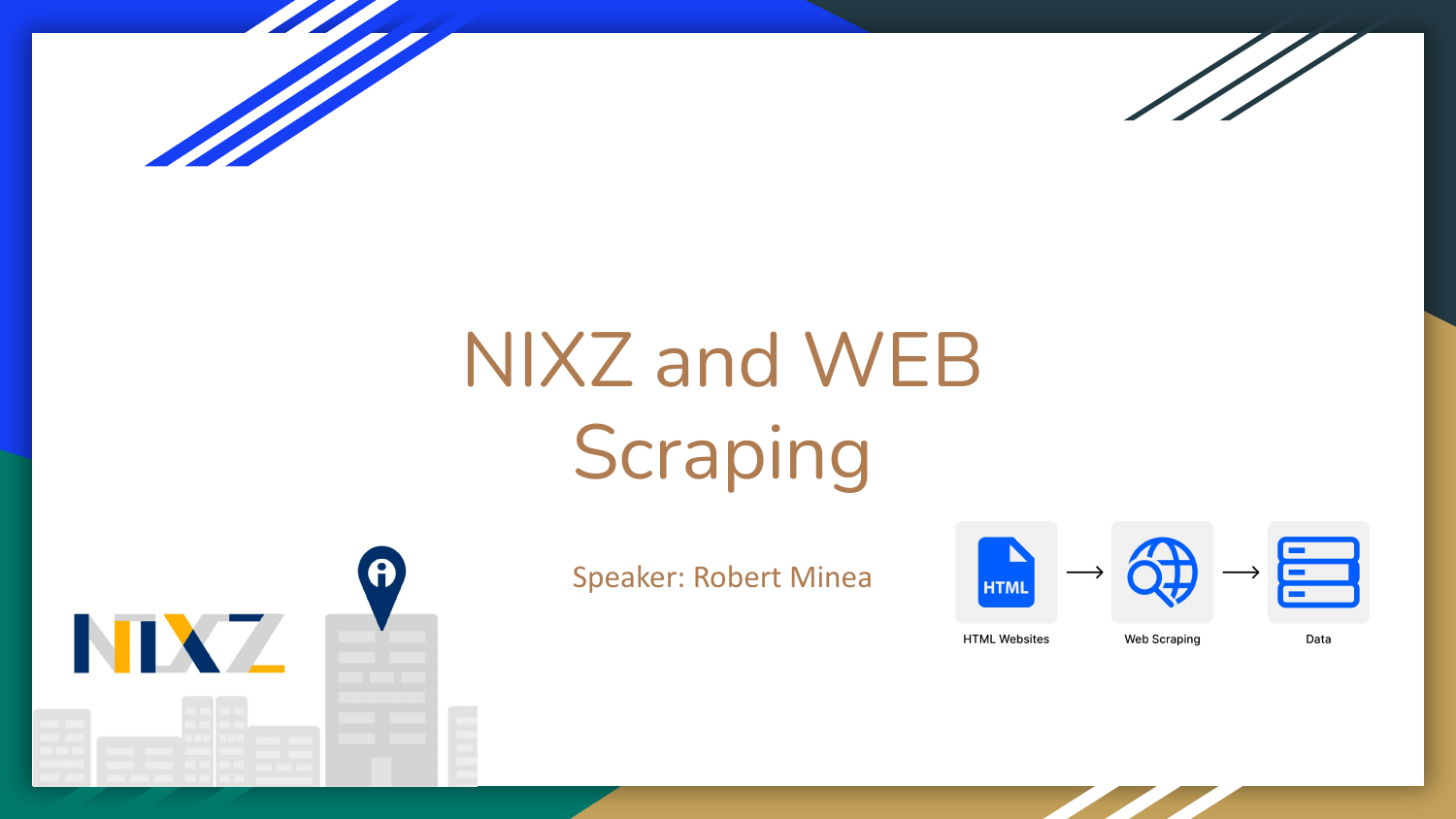# NIXZ and WEB Scraping

Speaker: Robert Minea

HTML Websites → Web Scraping → Data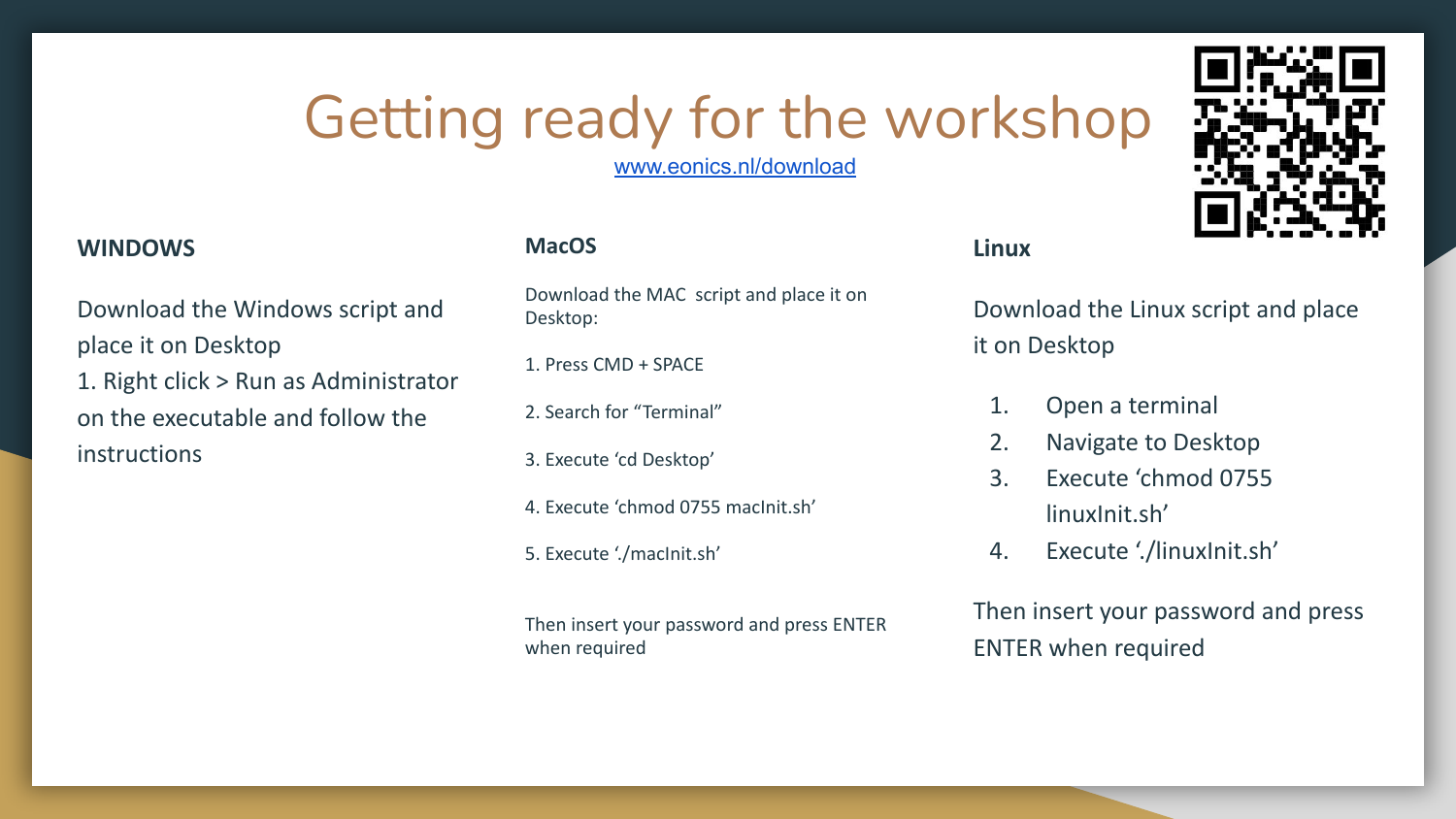# Getting ready for the workshop

www.eonics.nl/download

### WINDOWS

Download the Windows script and place it on Desktop

1. Right click > Run as Administrator on the executable and follow the instructions

### MacOS

Download the MAC script and place it on Desktop:

1. Press CMD + SPACE
2. Search for "Terminal"
3. Execute 'cd Desktop'
4. Execute 'chmod 0755 macInit.sh'
5. Execute './macInit.sh'

Then insert your password and press ENTER when required

### Linux

Download the Linux script and place it on Desktop

1. Open a terminal
2. Navigate to Desktop
3. Execute 'chmod 0755 linuxInit.sh'
4. Execute './linuxInit.sh'

Then insert your password and press ENTER when required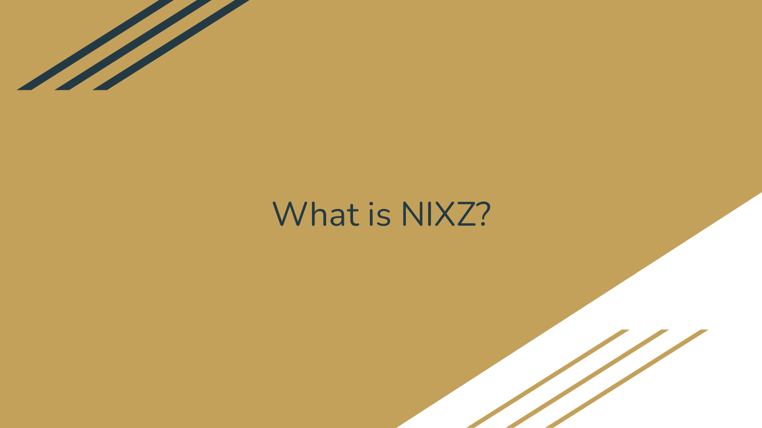# What is NIXZ?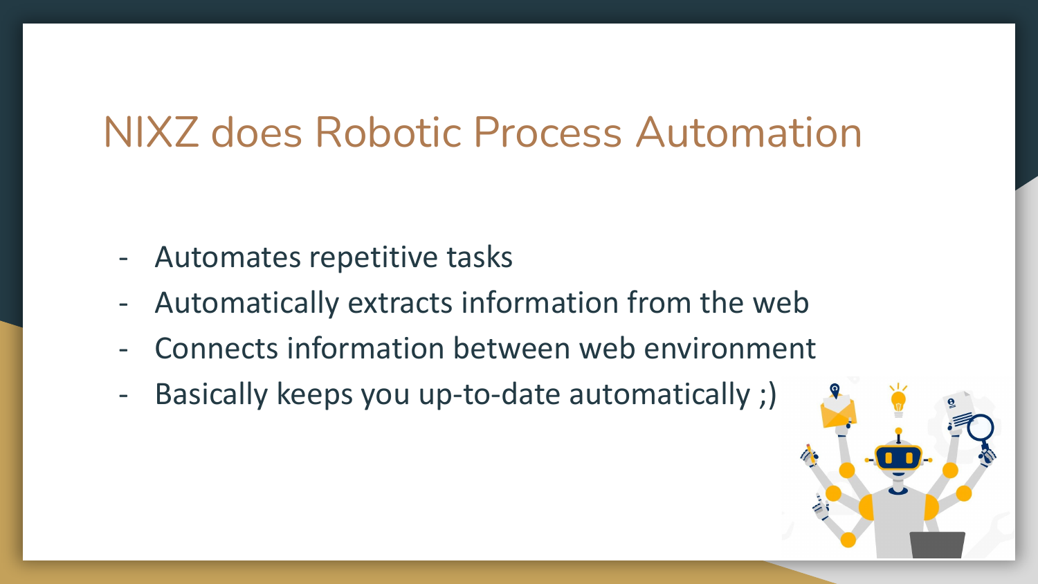# NIXZ does Robotic Process Automation

- Automates repetitive tasks
- Automatically extracts information from the web
- Connects information between web environment
- Basically keeps you up-to-date automatically ;)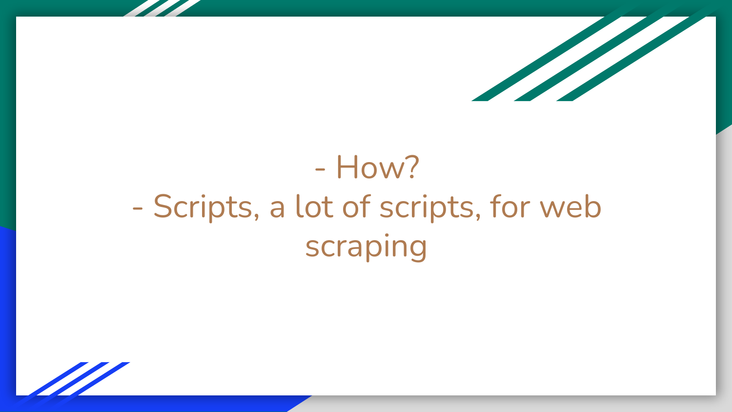- How?
- Scripts, a lot of scripts, for web scraping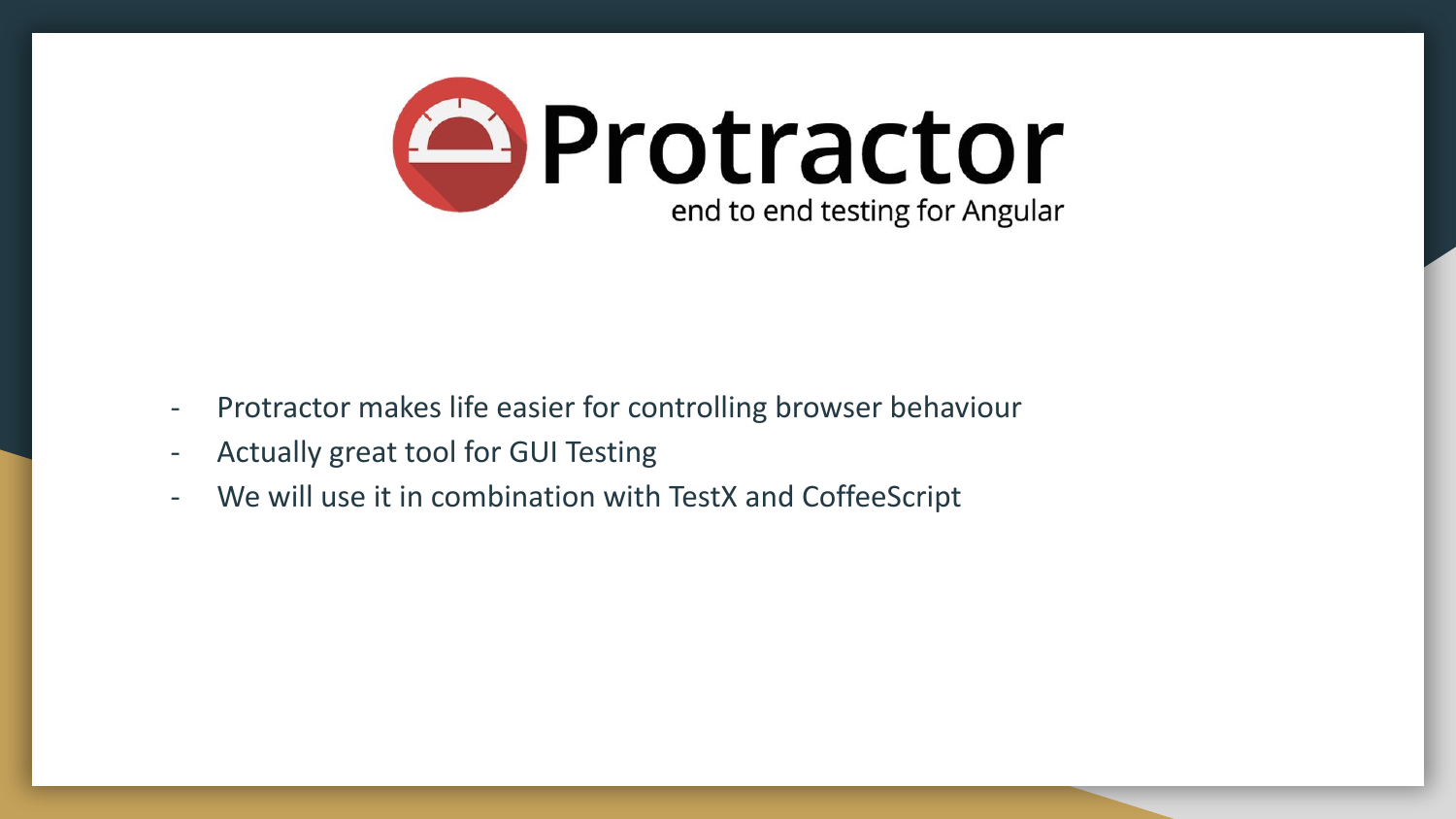# Protractor

end to end testing for Angular

- Protractor makes life easier for controlling browser behaviour
- Actually great tool for GUI Testing
- We will use it in combination with TestX and CoffeeScript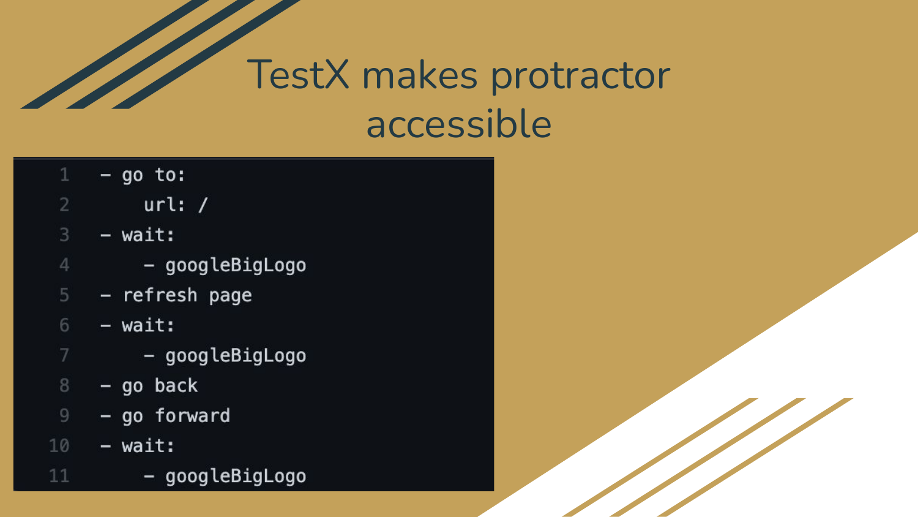# TestX makes protractor accessible

```
- go to:
    url: /
- wait:
    - googleBigLogo
- refresh page
- wait:
    - googleBigLogo
- go back
- go forward
- wait:
    - googleBigLogo
```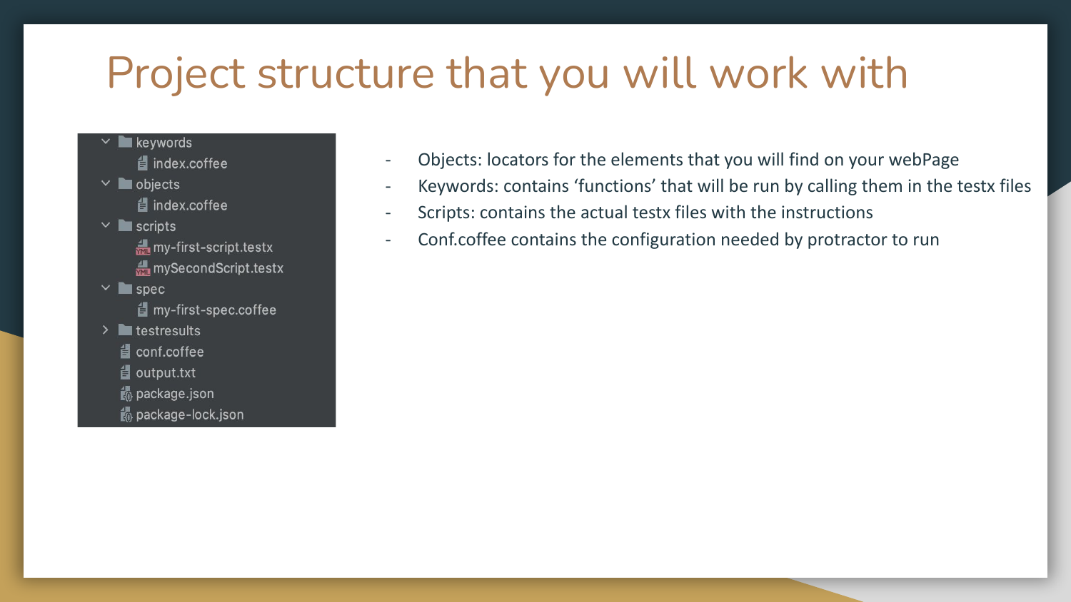# Project structure that you will work with

```
keywords
    index.coffee
objects
    index.coffee
scripts
    my-first-script.testx
    mySecondScript.testx
spec
    my-first-spec.coffee
testresults
conf.coffee
output.txt
package.json
package-lock.json
```

- Objects: locators for the elements that you will find on your webPage
- Keywords: contains ‘functions’ that will be run by calling them in the testx files
- Scripts: contains the actual testx files with the instructions
- Conf.coffee contains the configuration needed by protractor to run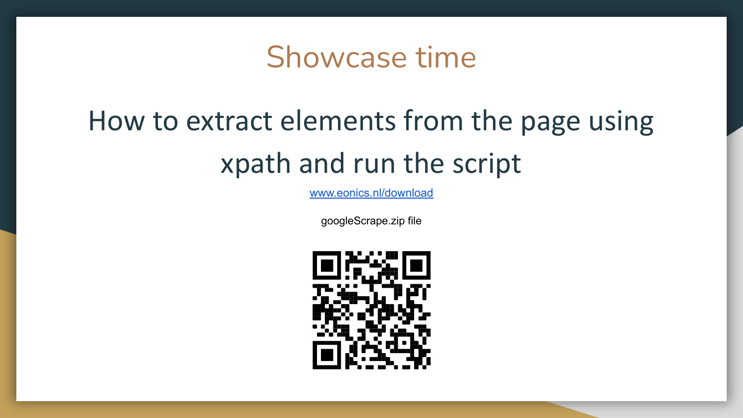# Showcase time

## How to extract elements from the page using xpath and run the script

[www.eonics.nl/download](http://www.eonics.nl/download)

googleScrape.zip file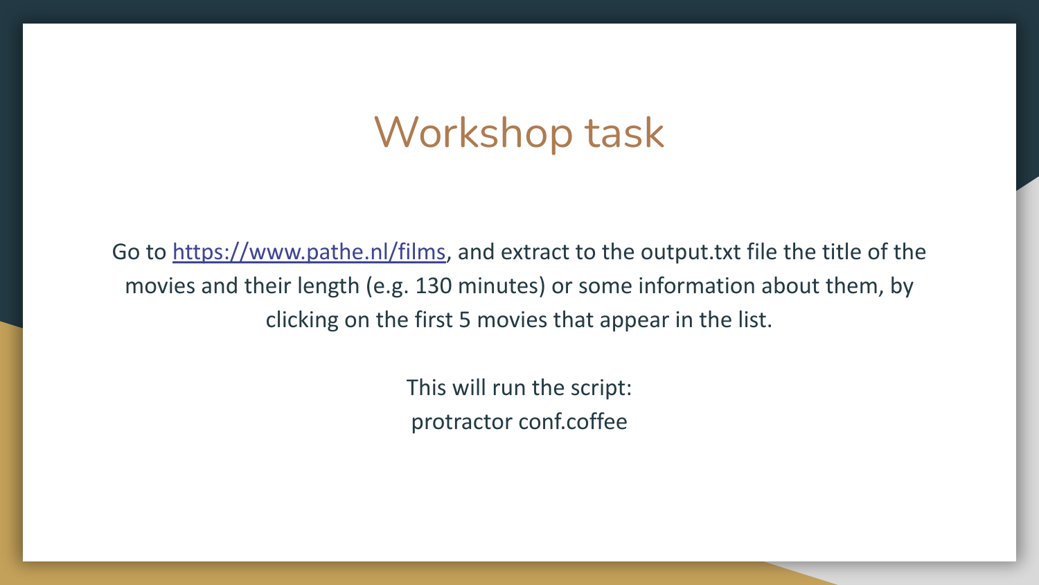# Workshop task

Go to [https://www.pathe.nl/films](https://www.pathe.nl/films), and extract to the output.txt file the title of the movies and their length (e.g. 130 minutes) or some information about them, by clicking on the first 5 movies that appear in the list.

This will run the script:
protractor conf.coffee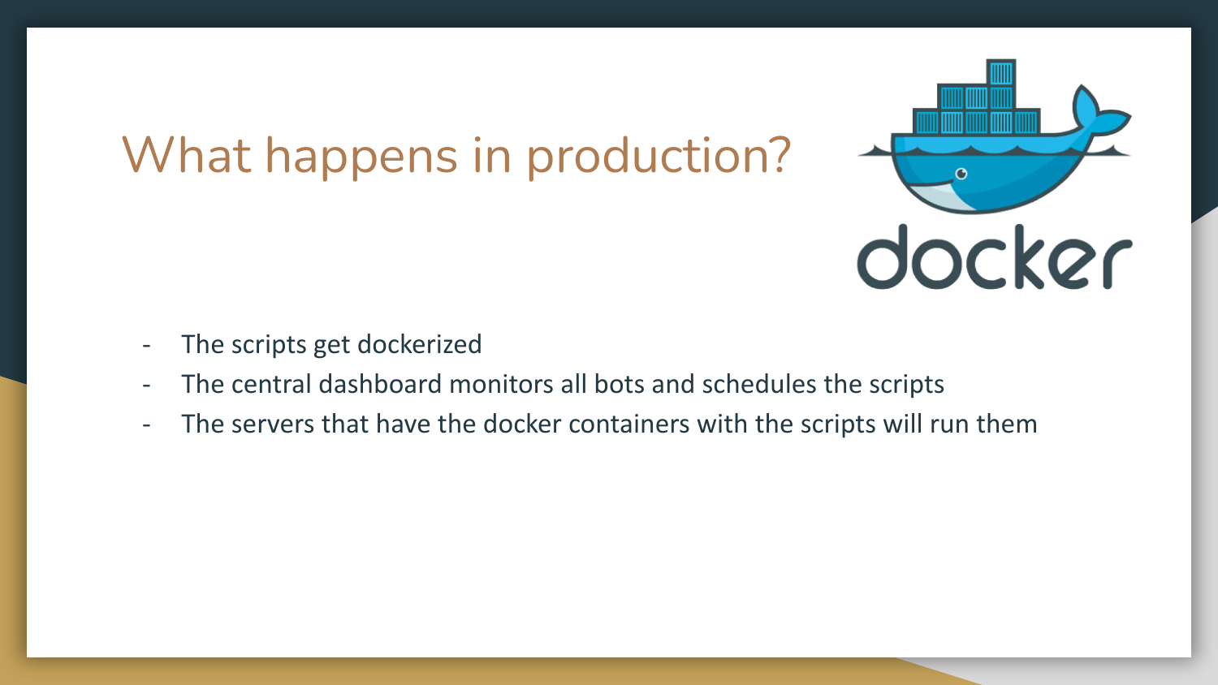# What happens in production?

- The scripts get dockerized
- The central dashboard monitors all bots and schedules the scripts
- The servers that have the docker containers with the scripts will run them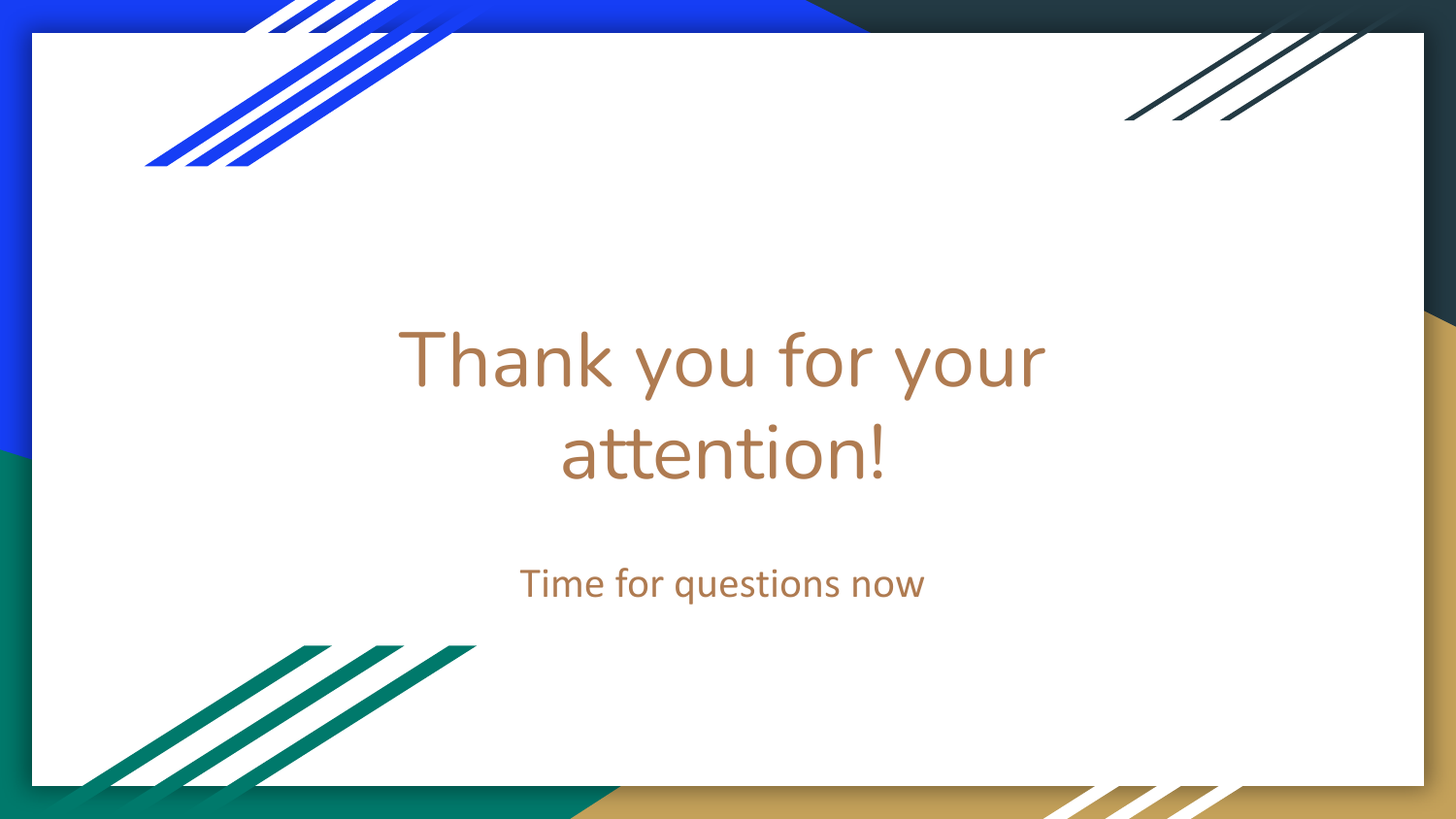# Thank you for your attention!

Time for questions now